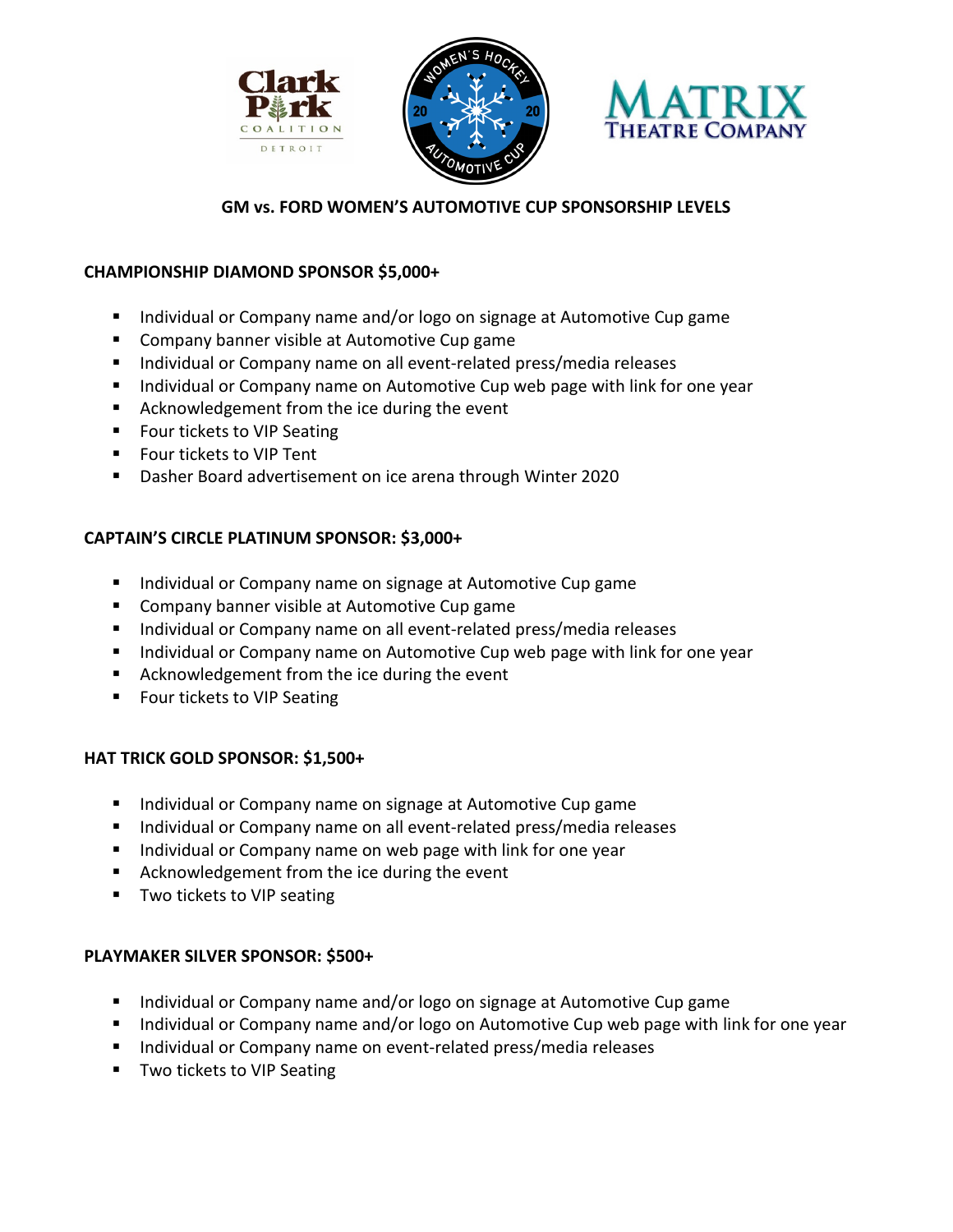# GM vs. FORD WOMEN'S AUTOMOTIVE CUP SPONSORSHIP LEVELS

## CHAMPIONSHIP DIAMOND SPONSOR $5,000+

- Individual or Company name and/or logo on signage at Automotive Cup game
- Company banner visible at Automotive Cup game
- Individual or Company name on all event-related press/media releases
- Individual or Company name on Automotive Cup web page with link for one year
- Acknowledgement from the ice during the event
- Four tickets to VIP Seating
- Four tickets to VIP Tent
- Dasher Board advertisement on ice arena through Winter 2020

## CAPTAIN'S CIRCLE PLATINUM SPONSOR: $3,000+

- Individual or Company name on signage at Automotive Cup game
- Company banner visible at Automotive Cup game
- Individual or Company name on all event-related press/media releases
- Individual or Company name on Automotive Cup web page with link for one year
- Acknowledgement from the ice during the event
- Four tickets to VIP Seating

## HAT TRICK GOLD SPONSOR: $1,500+

- Individual or Company name on signage at Automotive Cup game
- Individual or Company name on all event-related press/media releases
- Individual or Company name on web page with link for one year
- Acknowledgement from the ice during the event
- Two tickets to VIP seating

## PLAYMAKER SILVER SPONSOR: $500+

- Individual or Company name and/or logo on signage at Automotive Cup game
- Individual or Company name and/or logo on Automotive Cup web page with link for one year
- Individual or Company name on event-related press/media releases
- Two tickets to VIP Seating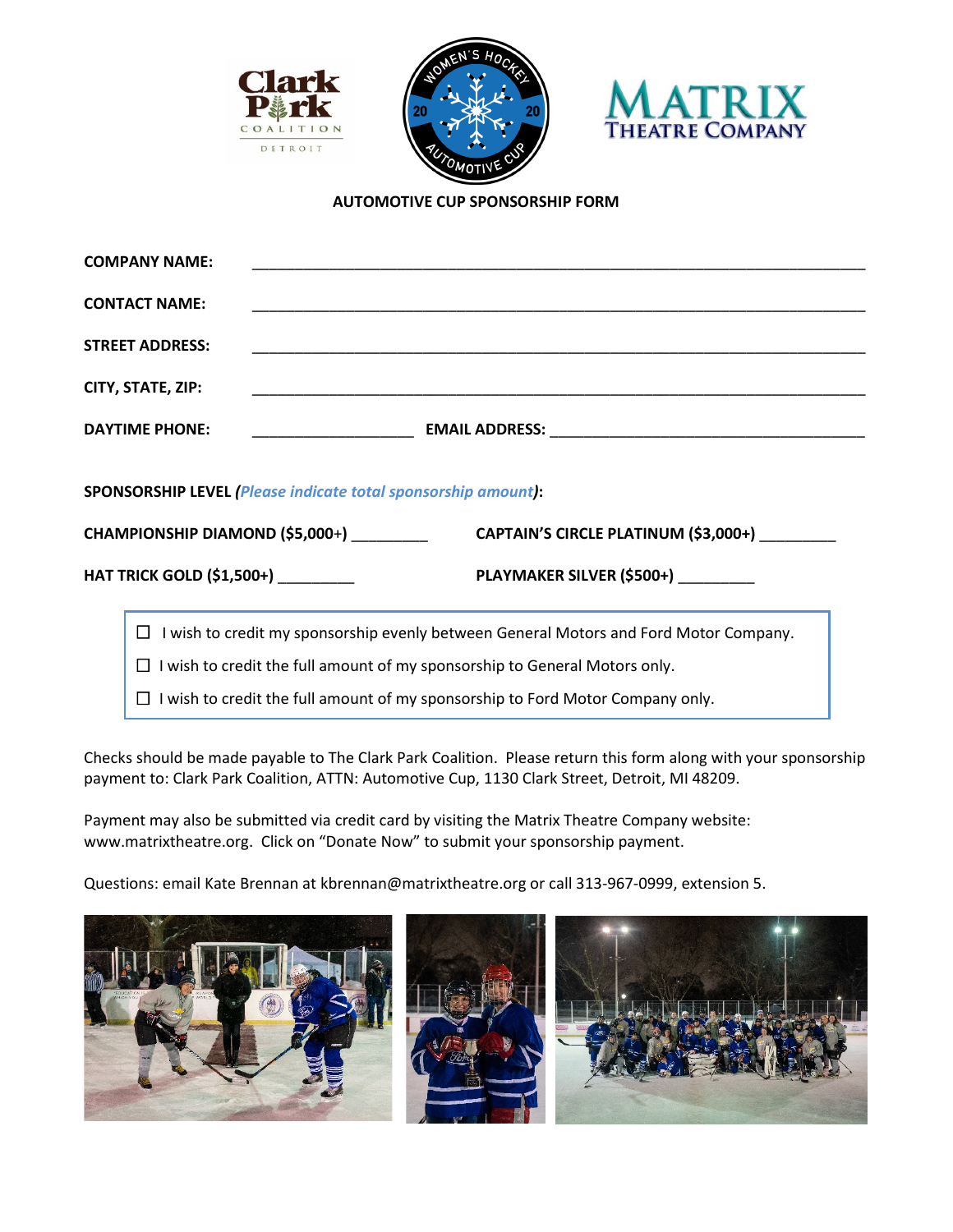## AUTOMOTIVE CUP SPONSORSHIP FORM

**COMPANY NAME:** ______________________________________________________________

**CONTACT NAME:** ______________________________________________________________

**STREET ADDRESS:** ______________________________________________________________

**CITY, STATE, ZIP:** ______________________________________________________________

**DAYTIME PHONE:** ___________________ **EMAIL ADDRESS:** ___________________________________

**SPONSORSHIP LEVEL** ***(Please indicate total sponsorship amount)*****:**

**CHAMPIONSHIP DIAMOND ($5,000+)** _________ **CAPTAIN'S CIRCLE PLATINUM ($3,000+)** _________

**HAT TRICK GOLD ($1,500+)** _________ **PLAYMAKER SILVER ($500+)** _________

- ☐ I wish to credit my sponsorship evenly between General Motors and Ford Motor Company.
- ☐ I wish to credit the full amount of my sponsorship to General Motors only.
- ☐ I wish to credit the full amount of my sponsorship to Ford Motor Company only.

Checks should be made payable to The Clark Park Coalition. Please return this form along with your sponsorship payment to: Clark Park Coalition, ATTN: Automotive Cup, 1130 Clark Street, Detroit, MI 48209.

Payment may also be submitted via credit card by visiting the Matrix Theatre Company website: www.matrixtheatre.org. Click on "Donate Now" to submit your sponsorship payment.

Questions: email Kate Brennan at kbrennan@matrixtheatre.org or call 313-967-0999, extension 5.